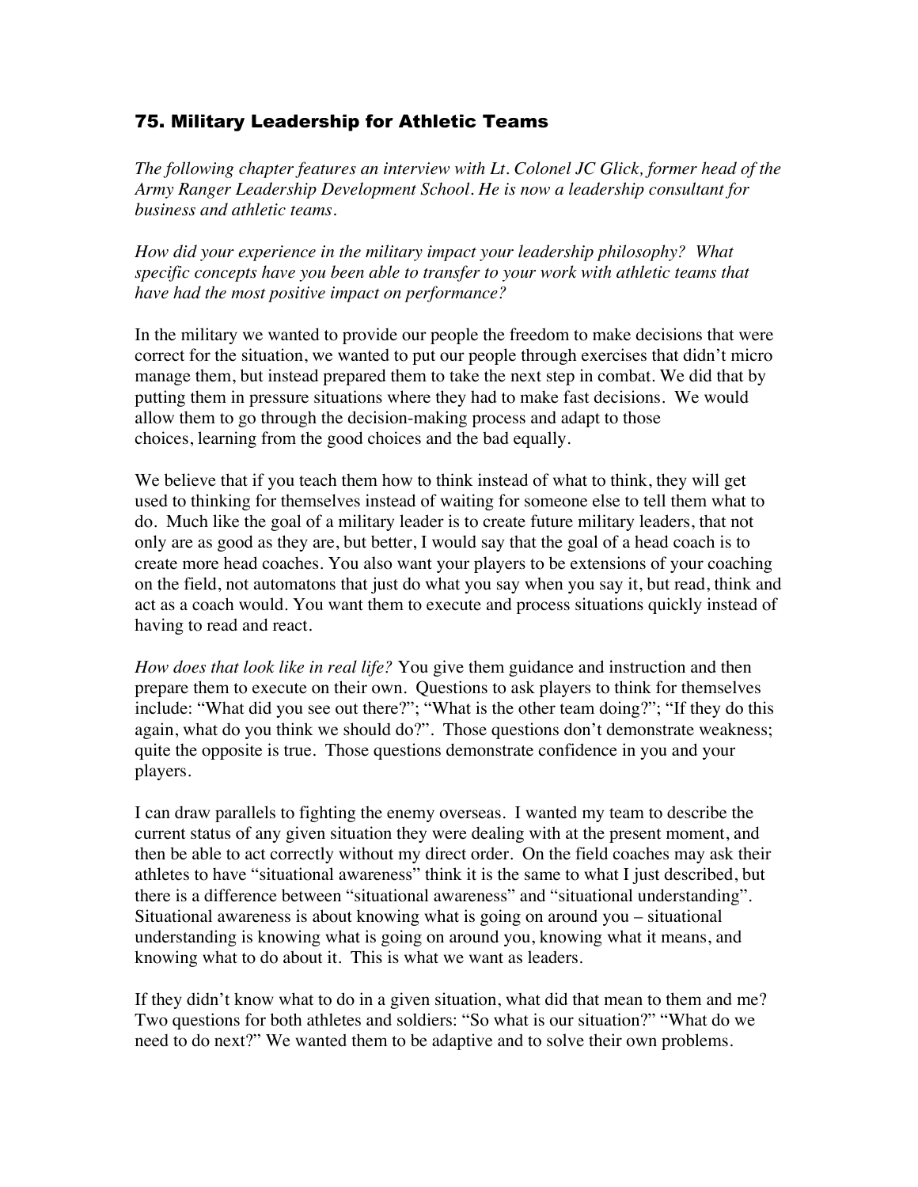## 75. Military Leadership for Athletic Teams

*The following chapter features an interview with Lt. Colonel JC Glick, former head of the Army Ranger Leadership Development School. He is now a leadership consultant for business and athletic teams.*

*How did your experience in the military impact your leadership philosophy? What specific concepts have you been able to transfer to your work with athletic teams that have had the most positive impact on performance?*

In the military we wanted to provide our people the freedom to make decisions that were correct for the situation, we wanted to put our people through exercises that didn't micro manage them, but instead prepared them to take the next step in combat. We did that by putting them in pressure situations where they had to make fast decisions. We would allow them to go through the decision-making process and adapt to those choices, learning from the good choices and the bad equally.

We believe that if you teach them how to think instead of what to think, they will get used to thinking for themselves instead of waiting for someone else to tell them what to do. Much like the goal of a military leader is to create future military leaders, that not only are as good as they are, but better, I would say that the goal of a head coach is to create more head coaches. You also want your players to be extensions of your coaching on the field, not automatons that just do what you say when you say it, but read, think and act as a coach would. You want them to execute and process situations quickly instead of having to read and react.

*How does that look like in real life?* You give them guidance and instruction and then prepare them to execute on their own. Questions to ask players to think for themselves include: "What did you see out there?"; "What is the other team doing?"; "If they do this again, what do you think we should do?". Those questions don't demonstrate weakness; quite the opposite is true. Those questions demonstrate confidence in you and your players.

I can draw parallels to fighting the enemy overseas. I wanted my team to describe the current status of any given situation they were dealing with at the present moment, and then be able to act correctly without my direct order. On the field coaches may ask their athletes to have "situational awareness" think it is the same to what I just described, but there is a difference between "situational awareness" and "situational understanding". Situational awareness is about knowing what is going on around you – situational understanding is knowing what is going on around you, knowing what it means, and knowing what to do about it. This is what we want as leaders.

If they didn't know what to do in a given situation, what did that mean to them and me? Two questions for both athletes and soldiers: "So what is our situation?" "What do we need to do next?" We wanted them to be adaptive and to solve their own problems.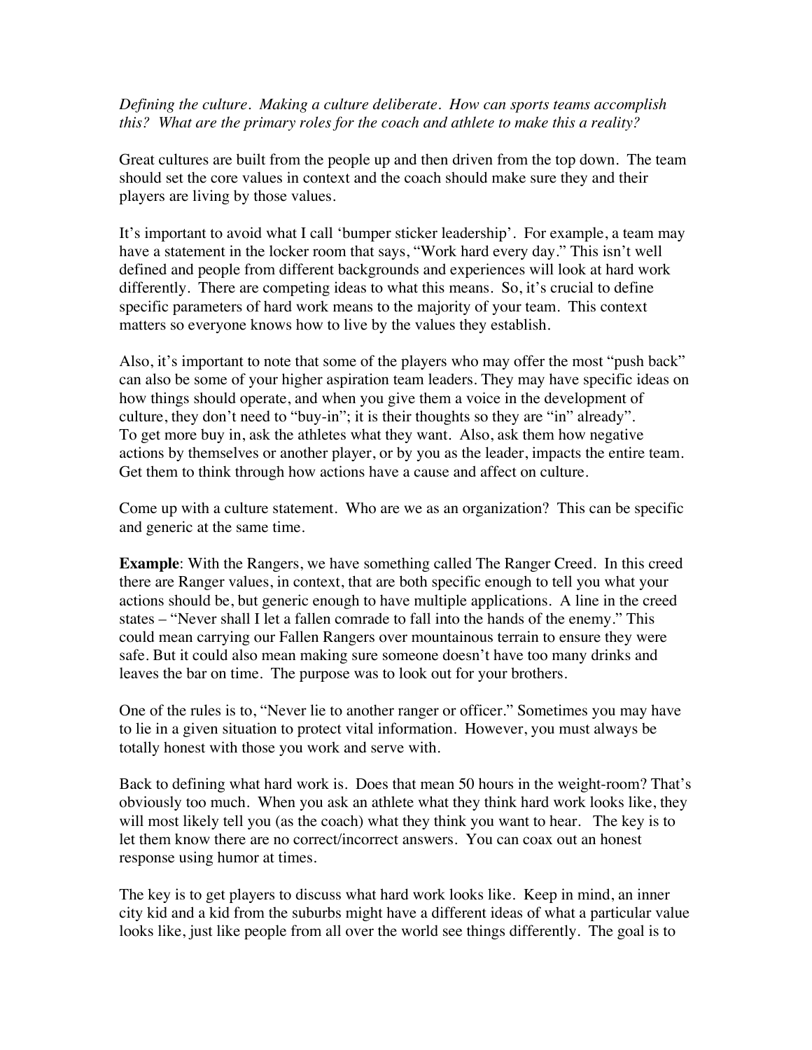*Defining the culture. Making a culture deliberate. How can sports teams accomplish this? What are the primary roles for the coach and athlete to make this a reality?*

Great cultures are built from the people up and then driven from the top down. The team should set the core values in context and the coach should make sure they and their players are living by those values.

It's important to avoid what I call 'bumper sticker leadership'. For example, a team may have a statement in the locker room that says, "Work hard every day." This isn't well defined and people from different backgrounds and experiences will look at hard work differently. There are competing ideas to what this means. So, it's crucial to define specific parameters of hard work means to the majority of your team. This context matters so everyone knows how to live by the values they establish.

Also, it's important to note that some of the players who may offer the most "push back" can also be some of your higher aspiration team leaders. They may have specific ideas on how things should operate, and when you give them a voice in the development of culture, they don't need to "buy-in"; it is their thoughts so they are "in" already". To get more buy in, ask the athletes what they want. Also, ask them how negative actions by themselves or another player, or by you as the leader, impacts the entire team. Get them to think through how actions have a cause and affect on culture.

Come up with a culture statement. Who are we as an organization? This can be specific and generic at the same time.

**Example**: With the Rangers, we have something called The Ranger Creed. In this creed there are Ranger values, in context, that are both specific enough to tell you what your actions should be, but generic enough to have multiple applications. A line in the creed states – "Never shall I let a fallen comrade to fall into the hands of the enemy." This could mean carrying our Fallen Rangers over mountainous terrain to ensure they were safe. But it could also mean making sure someone doesn't have too many drinks and leaves the bar on time. The purpose was to look out for your brothers.

One of the rules is to, "Never lie to another ranger or officer." Sometimes you may have to lie in a given situation to protect vital information. However, you must always be totally honest with those you work and serve with.

Back to defining what hard work is. Does that mean 50 hours in the weight-room? That's obviously too much. When you ask an athlete what they think hard work looks like, they will most likely tell you (as the coach) what they think you want to hear. The key is to let them know there are no correct/incorrect answers. You can coax out an honest response using humor at times.

The key is to get players to discuss what hard work looks like. Keep in mind, an inner city kid and a kid from the suburbs might have a different ideas of what a particular value looks like, just like people from all over the world see things differently. The goal is to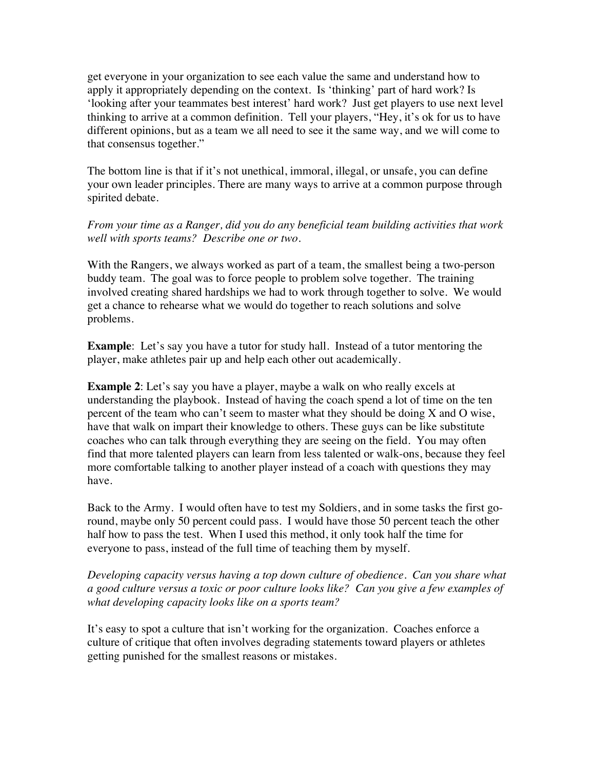get everyone in your organization to see each value the same and understand how to apply it appropriately depending on the context. Is 'thinking' part of hard work? Is 'looking after your teammates best interest' hard work? Just get players to use next level thinking to arrive at a common definition. Tell your players, "Hey, it's ok for us to have different opinions, but as a team we all need to see it the same way, and we will come to that consensus together."

The bottom line is that if it's not unethical, immoral, illegal, or unsafe, you can define your own leader principles. There are many ways to arrive at a common purpose through spirited debate.

*From your time as a Ranger, did you do any beneficial team building activities that work well with sports teams? Describe one or two.*

With the Rangers, we always worked as part of a team, the smallest being a two-person buddy team. The goal was to force people to problem solve together. The training involved creating shared hardships we had to work through together to solve. We would get a chance to rehearse what we would do together to reach solutions and solve problems.

**Example**: Let's say you have a tutor for study hall. Instead of a tutor mentoring the player, make athletes pair up and help each other out academically.

**Example 2**: Let's say you have a player, maybe a walk on who really excels at understanding the playbook. Instead of having the coach spend a lot of time on the ten percent of the team who can't seem to master what they should be doing X and O wise, have that walk on impart their knowledge to others. These guys can be like substitute coaches who can talk through everything they are seeing on the field. You may often find that more talented players can learn from less talented or walk-ons, because they feel more comfortable talking to another player instead of a coach with questions they may have.

Back to the Army. I would often have to test my Soldiers, and in some tasks the first go-round, maybe only 50 percent could pass. I would have those 50 percent teach the other half how to pass the test. When I used this method, it only took half the time for everyone to pass, instead of the full time of teaching them by myself.

*Developing capacity versus having a top down culture of obedience. Can you share what a good culture versus a toxic or poor culture looks like? Can you give a few examples of what developing capacity looks like on a sports team?*

It's easy to spot a culture that isn't working for the organization. Coaches enforce a culture of critique that often involves degrading statements toward players or athletes getting punished for the smallest reasons or mistakes.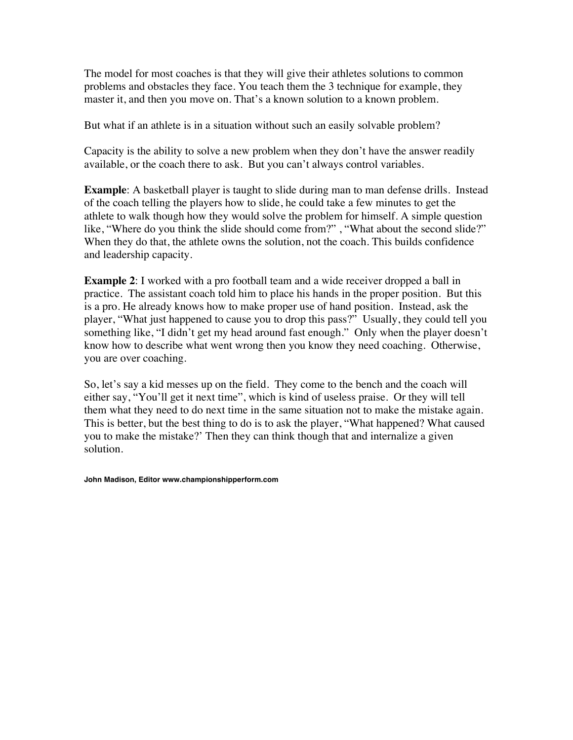The model for most coaches is that they will give their athletes solutions to common problems and obstacles they face. You teach them the 3 technique for example, they master it, and then you move on. That's a known solution to a known problem.

But what if an athlete is in a situation without such an easily solvable problem?

Capacity is the ability to solve a new problem when they don't have the answer readily available, or the coach there to ask. But you can't always control variables.

**Example**: A basketball player is taught to slide during man to man defense drills. Instead of the coach telling the players how to slide, he could take a few minutes to get the athlete to walk though how they would solve the problem for himself. A simple question like, "Where do you think the slide should come from?" , "What about the second slide?" When they do that, the athlete owns the solution, not the coach. This builds confidence and leadership capacity.

**Example 2**: I worked with a pro football team and a wide receiver dropped a ball in practice. The assistant coach told him to place his hands in the proper position. But this is a pro. He already knows how to make proper use of hand position. Instead, ask the player, "What just happened to cause you to drop this pass?" Usually, they could tell you something like, "I didn't get my head around fast enough." Only when the player doesn't know how to describe what went wrong then you know they need coaching. Otherwise, you are over coaching.

So, let's say a kid messes up on the field. They come to the bench and the coach will either say, "You'll get it next time", which is kind of useless praise. Or they will tell them what they need to do next time in the same situation not to make the mistake again. This is better, but the best thing to do is to ask the player, "What happened? What caused you to make the mistake?' Then they can think though that and internalize a given solution.

**John Madison, Editor www.championshipperform.com**